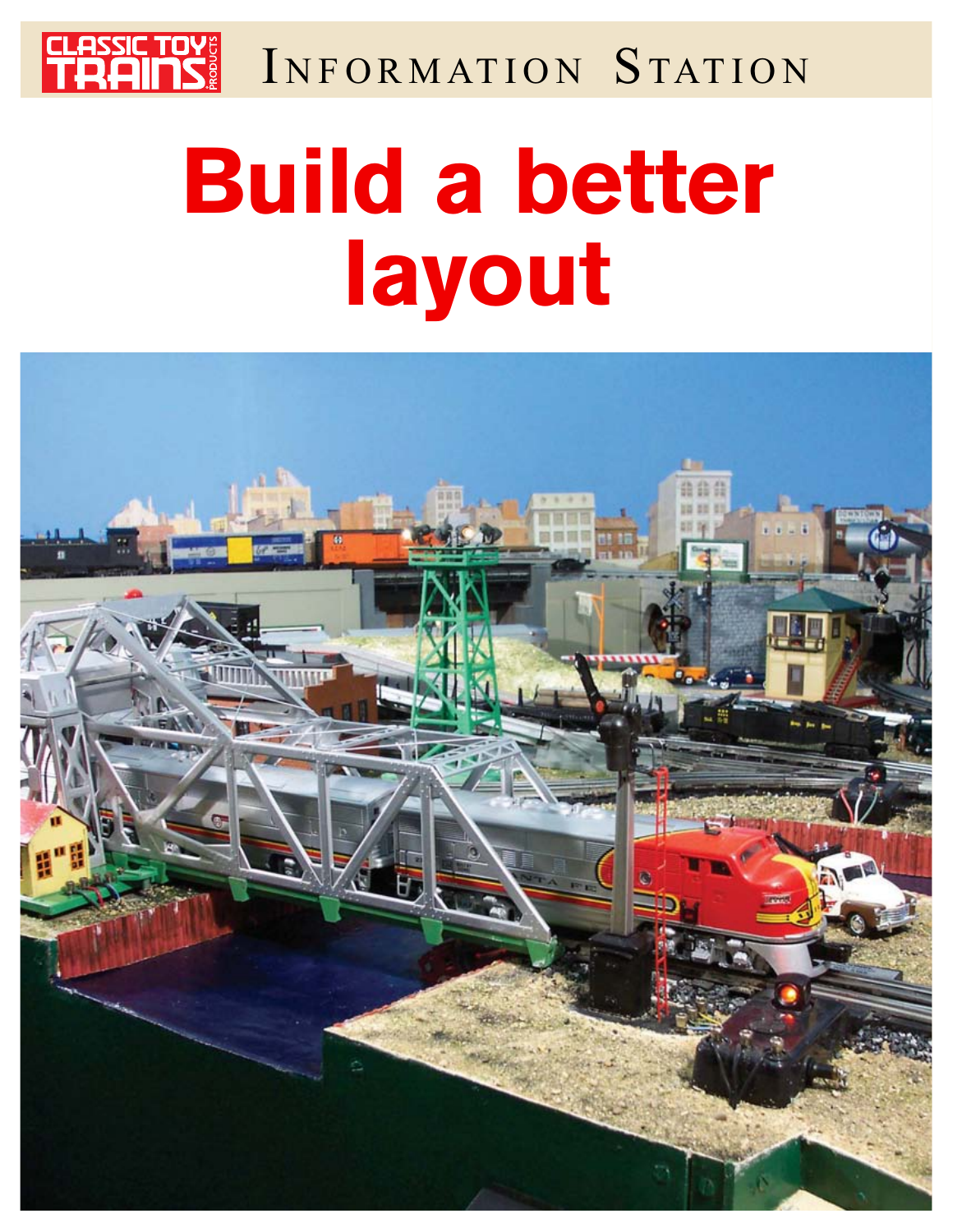CLASSIC TOY TRAINS PRODUCTS

Information Station

# Build a better layout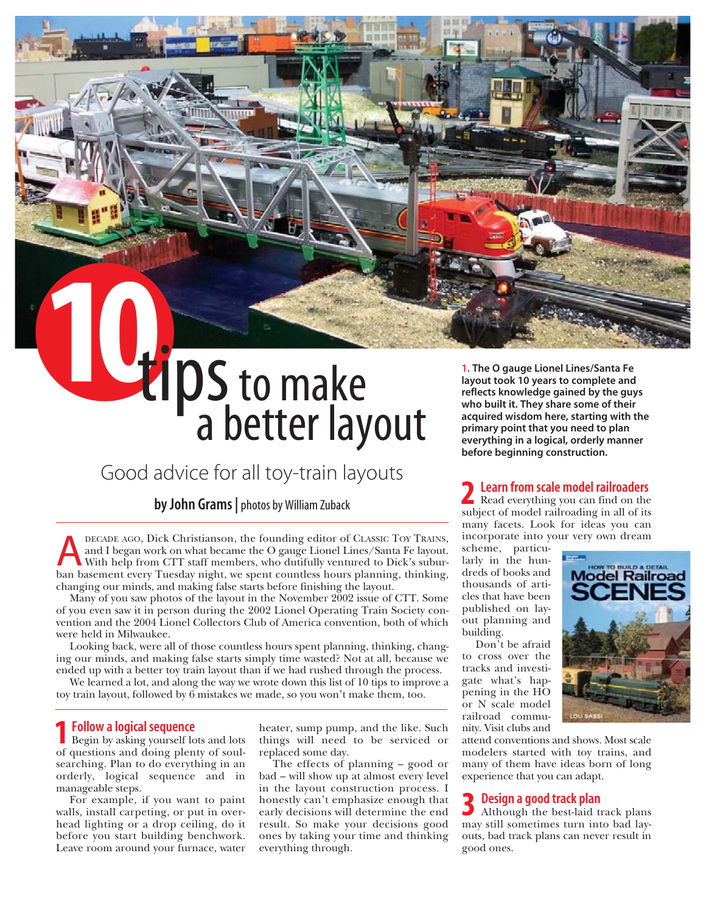# 10 tips to make a better layout

## Good advice for all toy-train layouts

**by John Grams** | photos by William Zuback

**1.** **The O gauge Lionel Lines/Santa Fe layout took 10 years to complete and reflects knowledge gained by the guys who built it. They share some of their acquired wisdom here, starting with the primary point that you need to plan everything in a logical, orderly manner before beginning construction.**

A DECADE AGO, Dick Christianson, the founding editor of CLASSIC TOY TRAINS, and I began work on what became the O gauge Lionel Lines/Santa Fe layout. With help from CTT staff members, who dutifully ventured to Dick's suburban basement every Tuesday night, we spent countless hours planning, thinking, changing our minds, and making false starts before finishing the layout.

Many of you saw photos of the layout in the November 2002 issue of CTT. Some of you even saw it in person during the 2002 Lionel Operating Train Society convention and the 2004 Lionel Collectors Club of America convention, both of which were held in Milwaukee.

Looking back, were all of those countless hours spent planning, thinking, changing our minds, and making false starts simply time wasted? Not at all, because we ended up with a better toy train layout than if we had rushed through the process.

We learned a lot, and along the way we wrote down this list of 10 tips to improve a toy train layout, followed by 6 mistakes we made, so you won't make them, too.

### 1 Follow a logical sequence

Begin by asking yourself lots and lots of questions and doing plenty of soul-searching. Plan to do everything in an orderly, logical sequence and in manageable steps.

For example, if you want to paint walls, install carpeting, or put in overhead lighting or a drop ceiling, do it before you start building benchwork. Leave room around your furnace, water heater, sump pump, and the like. Such things will need to be serviced or replaced some day.

The effects of planning – good or bad – will show up at almost every level in the layout construction process. I honestly can't emphasize enough that early decisions will determine the end result. So make your decisions good ones by taking your time and thinking everything through.

### 2 Learn from scale model railroaders

Read everything you can find on the subject of model railroading in all of its many facets. Look for ideas you can incorporate into your very own dream scheme, particularly in the hundreds of books and thousands of articles that have been published on layout planning and building.

Don't be afraid to cross over the tracks and investigate what's happening in the HO or N scale model railroad community. Visit clubs and attend conventions and shows. Most scale modelers started with toy trains, and many of them have ideas born of long experience that you can adapt.

### 3 Design a good track plan

Although the best-laid track plans may still sometimes turn into bad layouts, bad track plans can never result in good ones.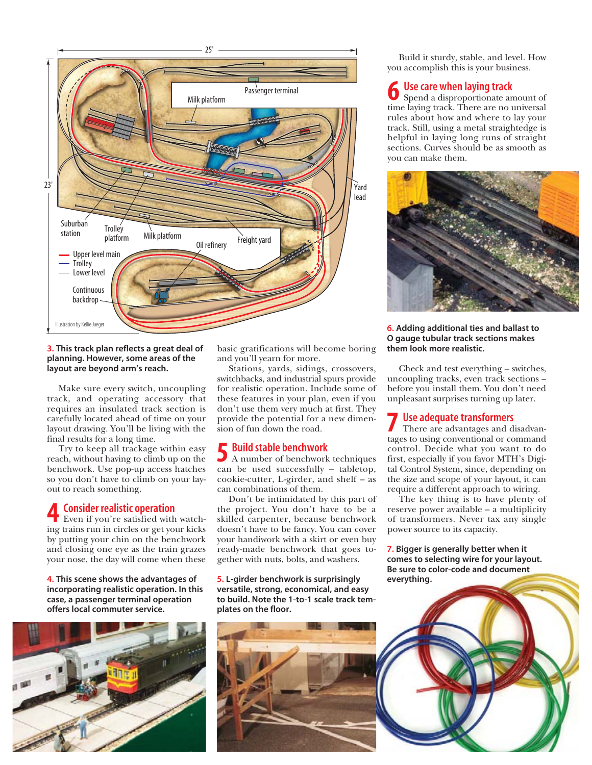3. **This track plan reflects a great deal of planning. However, some areas of the layout are beyond arm's reach.**

Make sure every switch, uncoupling track, and operating accessory that requires an insulated track section is carefully located ahead of time on your layout drawing. You'll be living with the final results for a long time.

Try to keep all trackage within easy reach, without having to climb up on the benchwork. Use pop-up access hatches so you don't have to climb on your layout to reach something.

## 4 Consider realistic operation

Even if you're satisfied with watching trains run in circles or get your kicks by putting your chin on the benchwork and closing one eye as the train grazes your nose, the day will come when these basic gratifications will become boring and you'll yearn for more.

Stations, yards, sidings, crossovers, switchbacks, and industrial spurs provide for realistic operation. Include some of these features in your plan, even if you don't use them very much at first. They provide the potential for a new dimension of fun down the road.

4. **This scene shows the advantages of incorporating realistic operation. In this case, a passenger terminal operation offers local commuter service.**

## 5 Build stable benchwork

A number of benchwork techniques can be used successfully – tabletop, cookie-cutter, L-girder, and shelf – as can combinations of them.

Don't be intimidated by this part of the project. You don't have to be a skilled carpenter, because benchwork doesn't have to be fancy. You can cover your handiwork with a skirt or even buy ready-made benchwork that goes together with nuts, bolts, and washers.

Build it sturdy, stable, and level. How you accomplish this is your business.

5. **L-girder benchwork is surprisingly versatile, strong, economical, and easy to build. Note the 1-to-1 scale track templates on the floor.**

## 6 Use care when laying track

Spend a disproportionate amount of time laying track. There are no universal rules about how and where to lay your track. Still, using a metal straightedge is helpful in laying long runs of straight sections. Curves should be as smooth as you can make them.

6. **Adding additional ties and ballast to O gauge tubular track sections makes them look more realistic.**

Check and test everything – switches, uncoupling tracks, even track sections – before you install them. You don't need unpleasant surprises turning up later.

## 7 Use adequate transformers

There are advantages and disadvantages to using conventional or command control. Decide what you want to do first, especially if you favor MTH's Digital Control System, since, depending on the size and scope of your layout, it can require a different approach to wiring.

The key thing is to have plenty of reserve power available – a multiplicity of transformers. Never tax any single power source to its capacity.

7. **Bigger is generally better when it comes to selecting wire for your layout. Be sure to color-code and document everything.**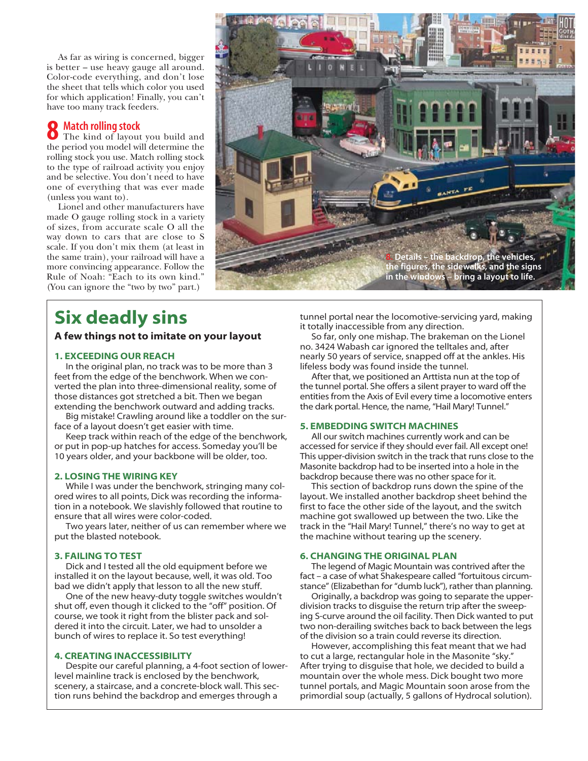As far as wiring is concerned, bigger is better – use heavy gauge all around. Color-code everything, and don't lose the sheet that tells which color you used for which application! Finally, you can't have too many track feeders.

## 8 Match rolling stock

The kind of layout you build and the period you model will determine the rolling stock you use. Match rolling stock to the type of railroad activity you enjoy and be selective. You don't need to have one of everything that was ever made (unless you want to).

Lionel and other manufacturers have made O gauge rolling stock in a variety of sizes, from accurate scale O all the way down to cars that are close to S scale. If you don't mix them (at least in the same train), your railroad will have a more convincing appearance. Follow the Rule of Noah: "Each to its own kind." (You can ignore the "two by two" part.)

8. Details – the backdrop, the vehicles, the figures, the sidewalks, and the signs in the windows – bring a layout to life.

# Six deadly sins

**A few things not to imitate on your layout**

### 1. EXCEEDING OUR REACH

In the original plan, no track was to be more than 3 feet from the edge of the benchwork. When we converted the plan into three-dimensional reality, some of those distances got stretched a bit. Then we began extending the benchwork outward and adding tracks.

Big mistake! Crawling around like a toddler on the surface of a layout doesn't get easier with time.

Keep track within reach of the edge of the benchwork, or put in pop-up hatches for access. Someday you'll be 10 years older, and your backbone will be older, too.

### 2. LOSING THE WIRING KEY

While I was under the benchwork, stringing many colored wires to all points, Dick was recording the information in a notebook. We slavishly followed that routine to ensure that all wires were color-coded.

Two years later, neither of us can remember where we put the blasted notebook.

### 3. FAILING TO TEST

Dick and I tested all the old equipment before we installed it on the layout because, well, it was old. Too bad we didn't apply that lesson to all the new stuff.

One of the new heavy-duty toggle switches wouldn't shut off, even though it clicked to the "off" position. Of course, we took it right from the blister pack and soldered it into the circuit. Later, we had to unsolder a bunch of wires to replace it. So test everything!

### 4. CREATING INACCESSIBILITY

Despite our careful planning, a 4-foot section of lower-level mainline track is enclosed by the benchwork, scenery, a staircase, and a concrete-block wall. This section runs behind the backdrop and emerges through a tunnel portal near the locomotive-servicing yard, making it totally inaccessible from any direction.

So far, only one mishap. The brakeman on the Lionel no. 3424 Wabash car ignored the telltales and, after nearly 50 years of service, snapped off at the ankles. His lifeless body was found inside the tunnel.

After that, we positioned an Arttista nun at the top of the tunnel portal. She offers a silent prayer to ward off the entities from the Axis of Evil every time a locomotive enters the dark portal. Hence, the name, "Hail Mary! Tunnel."

### 5. EMBEDDING SWITCH MACHINES

All our switch machines currently work and can be accessed for service if they should ever fail. All except one! This upper-division switch in the track that runs close to the Masonite backdrop had to be inserted into a hole in the backdrop because there was no other space for it.

This section of backdrop runs down the spine of the layout. We installed another backdrop sheet behind the first to face the other side of the layout, and the switch machine got swallowed up between the two. Like the track in the "Hail Mary! Tunnel," there's no way to get at the machine without tearing up the scenery.

### 6. CHANGING THE ORIGINAL PLAN

The legend of Magic Mountain was contrived after the fact – a case of what Shakespeare called "fortuitous circumstance" (Elizabethan for "dumb luck"), rather than planning.

Originally, a backdrop was going to separate the upper-division tracks to disguise the return trip after the sweeping S-curve around the oil facility. Then Dick wanted to put two non-derailing switches back to back between the legs of the division so a train could reverse its direction.

However, accomplishing this feat meant that we had to cut a large, rectangular hole in the Masonite "sky." After trying to disguise that hole, we decided to build a mountain over the whole mess. Dick bought two more tunnel portals, and Magic Mountain soon arose from the primordial soup (actually, 5 gallons of Hydrocal solution).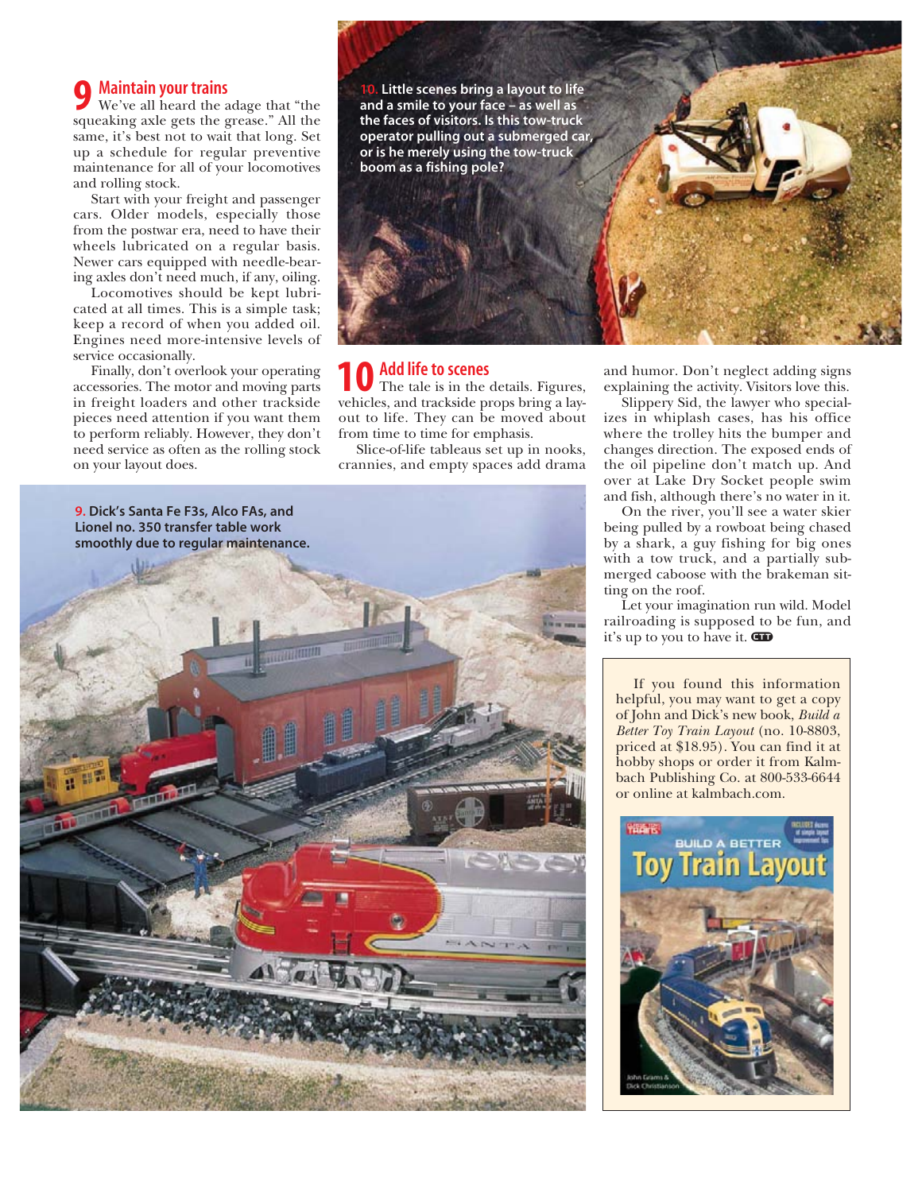## 9 Maintain your trains

We've all heard the adage that "the squeaking axle gets the grease." All the same, it's best not to wait that long. Set up a schedule for regular preventive maintenance for all of your locomotives and rolling stock.

Start with your freight and passenger cars. Older models, especially those from the postwar era, need to have their wheels lubricated on a regular basis. Newer cars equipped with needle-bearing axles don't need much, if any, oiling.

Locomotives should be kept lubricated at all times. This is a simple task; keep a record of when you added oil. Engines need more-intensive levels of service occasionally.

Finally, don't overlook your operating accessories. The motor and moving parts in freight loaders and other trackside pieces need attention if you want them to perform reliably. However, they don't need service as often as the rolling stock on your layout does.

**9. Dick's Santa Fe F3s, Alco FAs, and Lionel no. 350 transfer table work smoothly due to regular maintenance.**

**10. Little scenes bring a layout to life and a smile to your face – as well as the faces of visitors. Is this tow-truck operator pulling out a submerged car, or is he merely using the tow-truck boom as a fishing pole?**

## 10 Add life to scenes

The tale is in the details. Figures, vehicles, and trackside props bring a layout to life. They can be moved about from time to time for emphasis.

Slice-of-life tableaus set up in nooks, crannies, and empty spaces add drama and humor. Don't neglect adding signs explaining the activity. Visitors love this.

Slippery Sid, the lawyer who specializes in whiplash cases, has his office where the trolley hits the bumper and changes direction. The exposed ends of the oil pipeline don't match up. And over at Lake Dry Socket people swim and fish, although there's no water in it.

On the river, you'll see a water skier being pulled by a rowboat being chased by a shark, a guy fishing for big ones with a tow truck, and a partially submerged caboose with the brakeman sitting on the roof.

Let your imagination run wild. Model railroading is supposed to be fun, and it's up to you to have it. CTT

If you found this information helpful, you may want to get a copy of John and Dick's new book, *Build a Better Toy Train Layout* (no. 10-8803, priced at $18.95). You can find it at hobby shops or order it from Kalmbach Publishing Co. at 800-533-6644 or online at kalmbach.com.